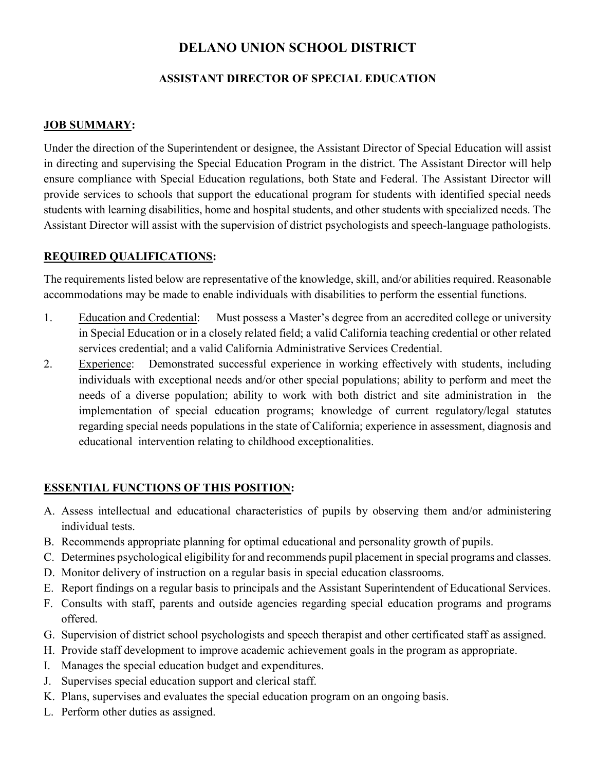# DELANO UNION SCHOOL DISTRICT

## ASSISTANT DIRECTOR OF SPECIAL EDUCATION

**JOB SUMMARY:**

Under the direction of the Superintendent or designee, the Assistant Director of Special Education will assist in directing and supervising the Special Education Program in the district. The Assistant Director will help ensure compliance with Special Education regulations, both State and Federal. The Assistant Director will provide services to schools that support the educational program for students with identified special needs students with learning disabilities, home and hospital students, and other students with specialized needs. The Assistant Director will assist with the supervision of district psychologists and speech-language pathologists.

**REQUIRED QUALIFICATIONS:**

The requirements listed below are representative of the knowledge, skill, and/or abilities required. Reasonable accommodations may be made to enable individuals with disabilities to perform the essential functions.

1. Education and Credential: Must possess a Master's degree from an accredited college or university in Special Education or in a closely related field; a valid California teaching credential or other related services credential; and a valid California Administrative Services Credential.
2. Experience: Demonstrated successful experience in working effectively with students, including individuals with exceptional needs and/or other special populations; ability to perform and meet the needs of a diverse population; ability to work with both district and site administration in the implementation of special education programs; knowledge of current regulatory/legal statutes regarding special needs populations in the state of California; experience in assessment, diagnosis and educational intervention relating to childhood exceptionalities.

**ESSENTIAL FUNCTIONS OF THIS POSITION:**

A. Assess intellectual and educational characteristics of pupils by observing them and/or administering individual tests.
B. Recommends appropriate planning for optimal educational and personality growth of pupils.
C. Determines psychological eligibility for and recommends pupil placement in special programs and classes.
D. Monitor delivery of instruction on a regular basis in special education classrooms.
E. Report findings on a regular basis to principals and the Assistant Superintendent of Educational Services.
F. Consults with staff, parents and outside agencies regarding special education programs and programs offered.
G. Supervision of district school psychologists and speech therapist and other certificated staff as assigned.
H. Provide staff development to improve academic achievement goals in the program as appropriate.
I. Manages the special education budget and expenditures.
J. Supervises special education support and clerical staff.
K. Plans, supervises and evaluates the special education program on an ongoing basis.
L. Perform other duties as assigned.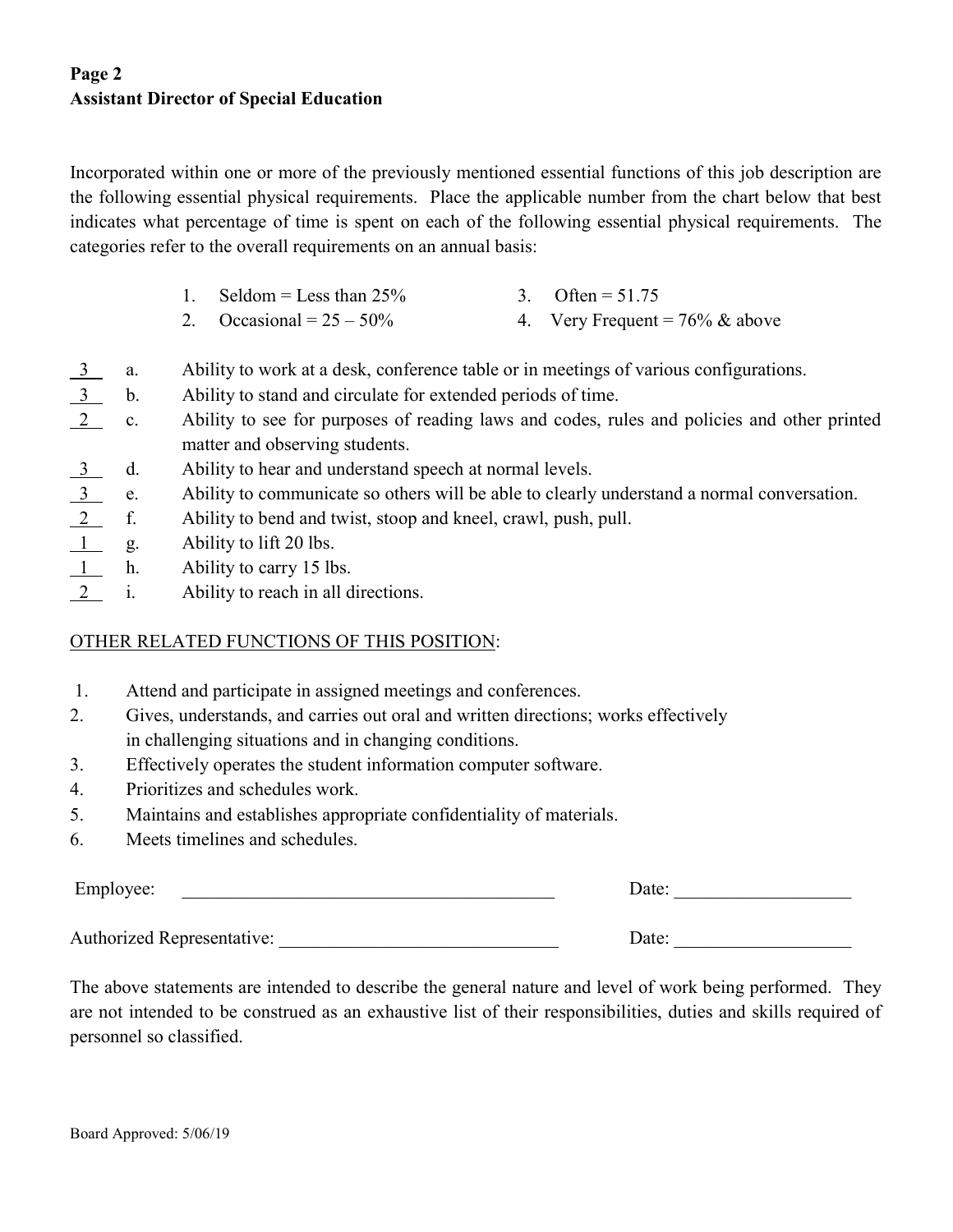**Page 2**
**Assistant Director of Special Education**

Incorporated within one or more of the previously mentioned essential functions of this job description are the following essential physical requirements. Place the applicable number from the chart below that best indicates what percentage of time is spent on each of the following essential physical requirements. The categories refer to the overall requirements on an annual basis:

1. Seldom = Less than 25%
2. Occasional = 25 – 50%
3. Often = 51.75
4. Very Frequent = 76% & above

| | | |
|---|---|---|
| 3 | a. | Ability to work at a desk, conference table or in meetings of various configurations. |
| 3 | b. | Ability to stand and circulate for extended periods of time. |
| 2 | c. | Ability to see for purposes of reading laws and codes, rules and policies and other printed matter and observing students. |
| 3 | d. | Ability to hear and understand speech at normal levels. |
| 3 | e. | Ability to communicate so others will be able to clearly understand a normal conversation. |
| 2 | f. | Ability to bend and twist, stoop and kneel, crawl, push, pull. |
| 1 | g. | Ability to lift 20 lbs. |
| 1 | h. | Ability to carry 15 lbs. |
| 2 | i. | Ability to reach in all directions. |

OTHER RELATED FUNCTIONS OF THIS POSITION:

1. Attend and participate in assigned meetings and conferences.
2. Gives, understands, and carries out oral and written directions; works effectively in challenging situations and in changing conditions.
3. Effectively operates the student information computer software.
4. Prioritizes and schedules work.
5. Maintains and establishes appropriate confidentiality of materials.
6. Meets timelines and schedules.

Employee: ________________________________________ Date: ___________________

Authorized Representative: ______________________________ Date: ___________________

The above statements are intended to describe the general nature and level of work being performed. They are not intended to be construed as an exhaustive list of their responsibilities, duties and skills required of personnel so classified.

Board Approved: 5/06/19